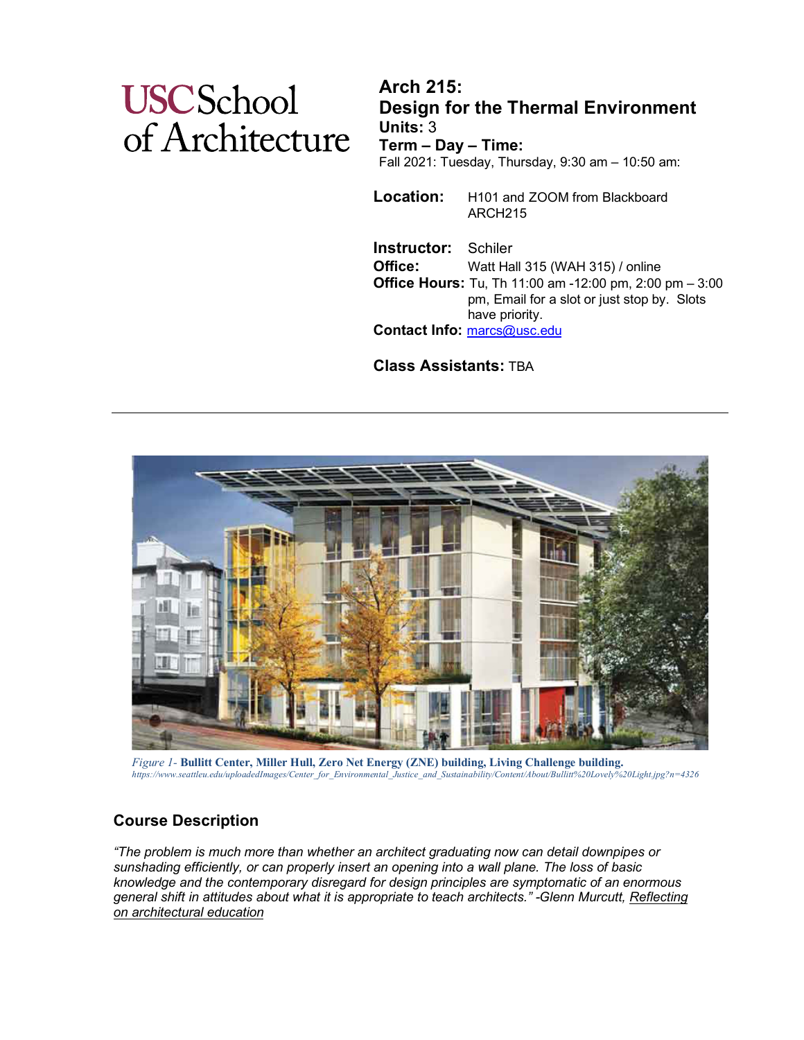USC School of Architecture

# Arch 215: Design for the Thermal Environment

**Units:** 3

**Term – Day – Time:**
Fall 2021: Tuesday, Thursday, 9:30 am – 10:50 am:

**Location:** H101 and ZOOM from Blackboard ARCH215

**Instructor:** Schiler
**Office:** Watt Hall 315 (WAH 315) / online
**Office Hours:** Tu, Th 11:00 am -12:00 pm, 2:00 pm – 3:00 pm, Email for a slot or just stop by. Slots have priority.
**Contact Info:** marcs@usc.edu

**Class Assistants:** TBA

---

*Figure 1-* **Bullitt Center, Miller Hull, Zero Net Energy (ZNE) building, Living Challenge building.**
*https://www.seattleu.edu/uploadedImages/Center_for_Environmental_Justice_and_Sustainability/Content/About/Bullitt%20Lovely%20Light.jpg?n=4326*

## Course Description

*"The problem is much more than whether an architect graduating now can detail downpipes or sunshading efficiently, or can properly insert an opening into a wall plane. The loss of basic knowledge and the contemporary disregard for design principles are symptomatic of an enormous general shift in attitudes about what it is appropriate to teach architects." -Glenn Murcutt, Reflecting on architectural education*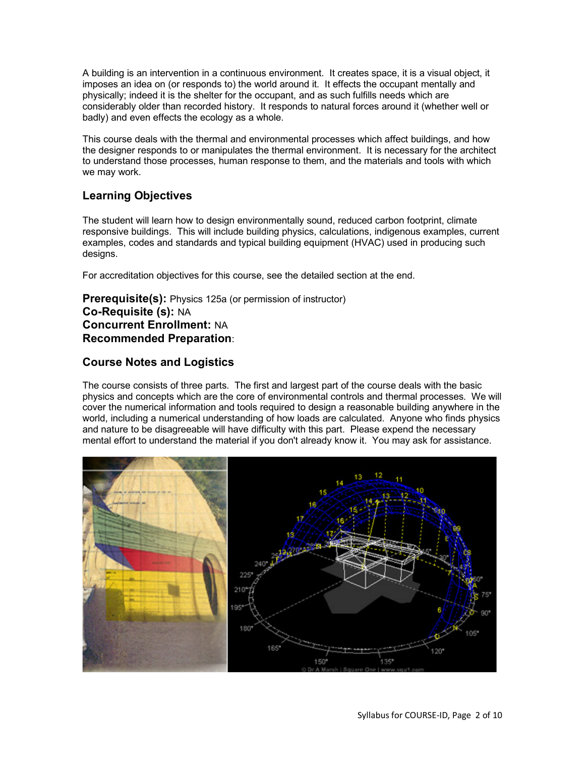A building is an intervention in a continuous environment. It creates space, it is a visual object, it imposes an idea on (or responds to) the world around it. It effects the occupant mentally and physically; indeed it is the shelter for the occupant, and as such fulfills needs which are considerably older than recorded history. It responds to natural forces around it (whether well or badly) and even effects the ecology as a whole.

This course deals with the thermal and environmental processes which affect buildings, and how the designer responds to or manipulates the thermal environment. It is necessary for the architect to understand those processes, human response to them, and the materials and tools with which we may work.

## Learning Objectives

The student will learn how to design environmentally sound, reduced carbon footprint, climate responsive buildings. This will include building physics, calculations, indigenous examples, current examples, codes and standards and typical building equipment (HVAC) used in producing such designs.

For accreditation objectives for this course, see the detailed section at the end.

**Prerequisite(s):** Physics 125a (or permission of instructor)
**Co-Requisite (s):** NA
**Concurrent Enrollment:** NA
**Recommended Preparation**:

## Course Notes and Logistics

The course consists of three parts. The first and largest part of the course deals with the basic physics and concepts which are the core of environmental controls and thermal processes. We will cover the numerical information and tools required to design a reasonable building anywhere in the world, including a numerical understanding of how loads are calculated. Anyone who finds physics and nature to be disagreeable will have difficulty with this part. Please expend the necessary mental effort to understand the material if you don't already know it. You may ask for assistance.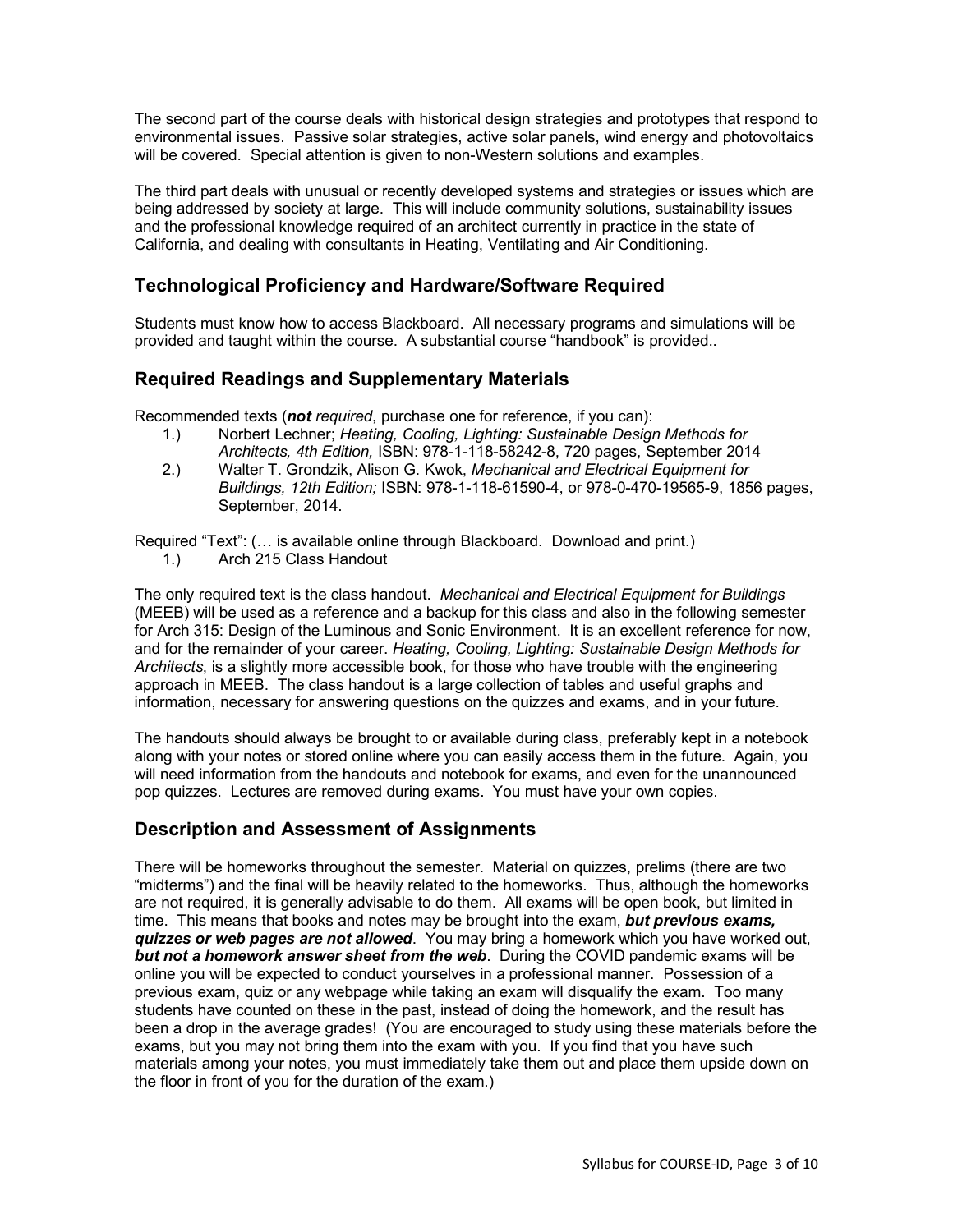The second part of the course deals with historical design strategies and prototypes that respond to environmental issues. Passive solar strategies, active solar panels, wind energy and photovoltaics will be covered. Special attention is given to non-Western solutions and examples.

The third part deals with unusual or recently developed systems and strategies or issues which are being addressed by society at large. This will include community solutions, sustainability issues and the professional knowledge required of an architect currently in practice in the state of California, and dealing with consultants in Heating, Ventilating and Air Conditioning.

## Technological Proficiency and Hardware/Software Required

Students must know how to access Blackboard. All necessary programs and simulations will be provided and taught within the course. A substantial course "handbook" is provided..

## Required Readings and Supplementary Materials

Recommended texts (***not** required*, purchase one for reference, if you can):

1.) Norbert Lechner; *Heating, Cooling, Lighting: Sustainable Design Methods for Architects, 4th Edition,* ISBN: 978-1-118-58242-8, 720 pages, September 2014
2.) Walter T. Grondzik, Alison G. Kwok, *Mechanical and Electrical Equipment for Buildings, 12th Edition;* ISBN: 978-1-118-61590-4, or 978-0-470-19565-9, 1856 pages, September, 2014.

Required "Text": (… is available online through Blackboard. Download and print.)

1.) Arch 215 Class Handout

The only required text is the class handout. *Mechanical and Electrical Equipment for Buildings* (MEEB) will be used as a reference and a backup for this class and also in the following semester for Arch 315: Design of the Luminous and Sonic Environment. It is an excellent reference for now, and for the remainder of your career. *Heating, Cooling, Lighting: Sustainable Design Methods for Architects*, is a slightly more accessible book, for those who have trouble with the engineering approach in MEEB. The class handout is a large collection of tables and useful graphs and information, necessary for answering questions on the quizzes and exams, and in your future.

The handouts should always be brought to or available during class, preferably kept in a notebook along with your notes or stored online where you can easily access them in the future. Again, you will need information from the handouts and notebook for exams, and even for the unannounced pop quizzes. Lectures are removed during exams. You must have your own copies.

## Description and Assessment of Assignments

There will be homeworks throughout the semester. Material on quizzes, prelims (there are two "midterms") and the final will be heavily related to the homeworks. Thus, although the homeworks are not required, it is generally advisable to do them. All exams will be open book, but limited in time. This means that books and notes may be brought into the exam, ***but previous exams, quizzes or web pages are not allowed***. You may bring a homework which you have worked out, ***but not a homework answer sheet from the web***. During the COVID pandemic exams will be online you will be expected to conduct yourselves in a professional manner. Possession of a previous exam, quiz or any webpage while taking an exam will disqualify the exam. Too many students have counted on these in the past, instead of doing the homework, and the result has been a drop in the average grades! (You are encouraged to study using these materials before the exams, but you may not bring them into the exam with you. If you find that you have such materials among your notes, you must immediately take them out and place them upside down on the floor in front of you for the duration of the exam.)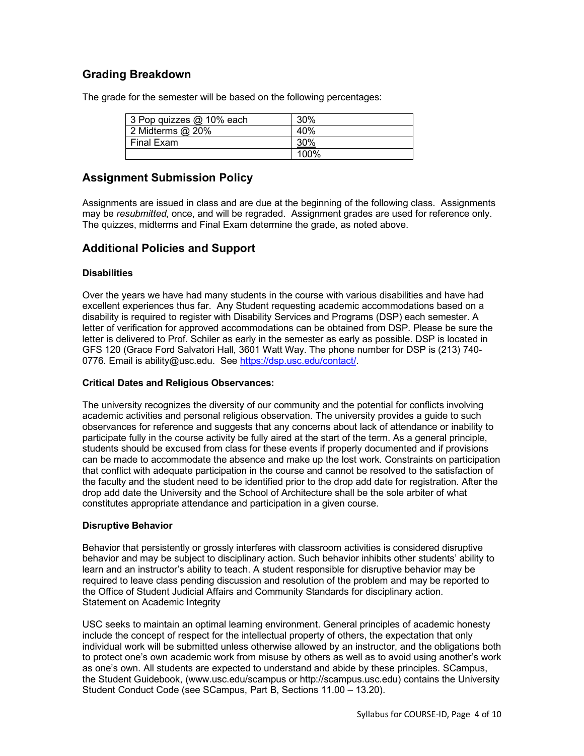## Grading Breakdown

The grade for the semester will be based on the following percentages:

| | |
|---|---|
| 3 Pop quizzes @ 10% each | 30% |
| 2 Midterms @ 20% | 40% |
| Final Exam | 30% |
| | 100% |

## Assignment Submission Policy

Assignments are issued in class and are due at the beginning of the following class. Assignments may be *resubmitted*, once, and will be regraded. Assignment grades are used for reference only. The quizzes, midterms and Final Exam determine the grade, as noted above.

## Additional Policies and Support

### Disabilities

Over the years we have had many students in the course with various disabilities and have had excellent experiences thus far. Any Student requesting academic accommodations based on a disability is required to register with Disability Services and Programs (DSP) each semester. A letter of verification for approved accommodations can be obtained from DSP. Please be sure the letter is delivered to Prof. Schiler as early in the semester as early as possible. DSP is located in GFS 120 (Grace Ford Salvatori Hall, 3601 Watt Way. The phone number for DSP is (213) 740-0776. Email is ability@usc.edu. See [https://dsp.usc.edu/contact/](https://dsp.usc.edu/contact/).

### Critical Dates and Religious Observances:

The university recognizes the diversity of our community and the potential for conflicts involving academic activities and personal religious observation. The university provides a guide to such observances for reference and suggests that any concerns about lack of attendance or inability to participate fully in the course activity be fully aired at the start of the term. As a general principle, students should be excused from class for these events if properly documented and if provisions can be made to accommodate the absence and make up the lost work. Constraints on participation that conflict with adequate participation in the course and cannot be resolved to the satisfaction of the faculty and the student need to be identified prior to the drop add date for registration. After the drop add date the University and the School of Architecture shall be the sole arbiter of what constitutes appropriate attendance and participation in a given course.

### Disruptive Behavior

Behavior that persistently or grossly interferes with classroom activities is considered disruptive behavior and may be subject to disciplinary action. Such behavior inhibits other students' ability to learn and an instructor's ability to teach. A student responsible for disruptive behavior may be required to leave class pending discussion and resolution of the problem and may be reported to the Office of Student Judicial Affairs and Community Standards for disciplinary action.
Statement on Academic Integrity

USC seeks to maintain an optimal learning environment. General principles of academic honesty include the concept of respect for the intellectual property of others, the expectation that only individual work will be submitted unless otherwise allowed by an instructor, and the obligations both to protect one's own academic work from misuse by others as well as to avoid using another's work as one's own. All students are expected to understand and abide by these principles. SCampus, the Student Guidebook, (www.usc.edu/scampus or http://scampus.usc.edu) contains the University Student Conduct Code (see SCampus, Part B, Sections 11.00 – 13.20).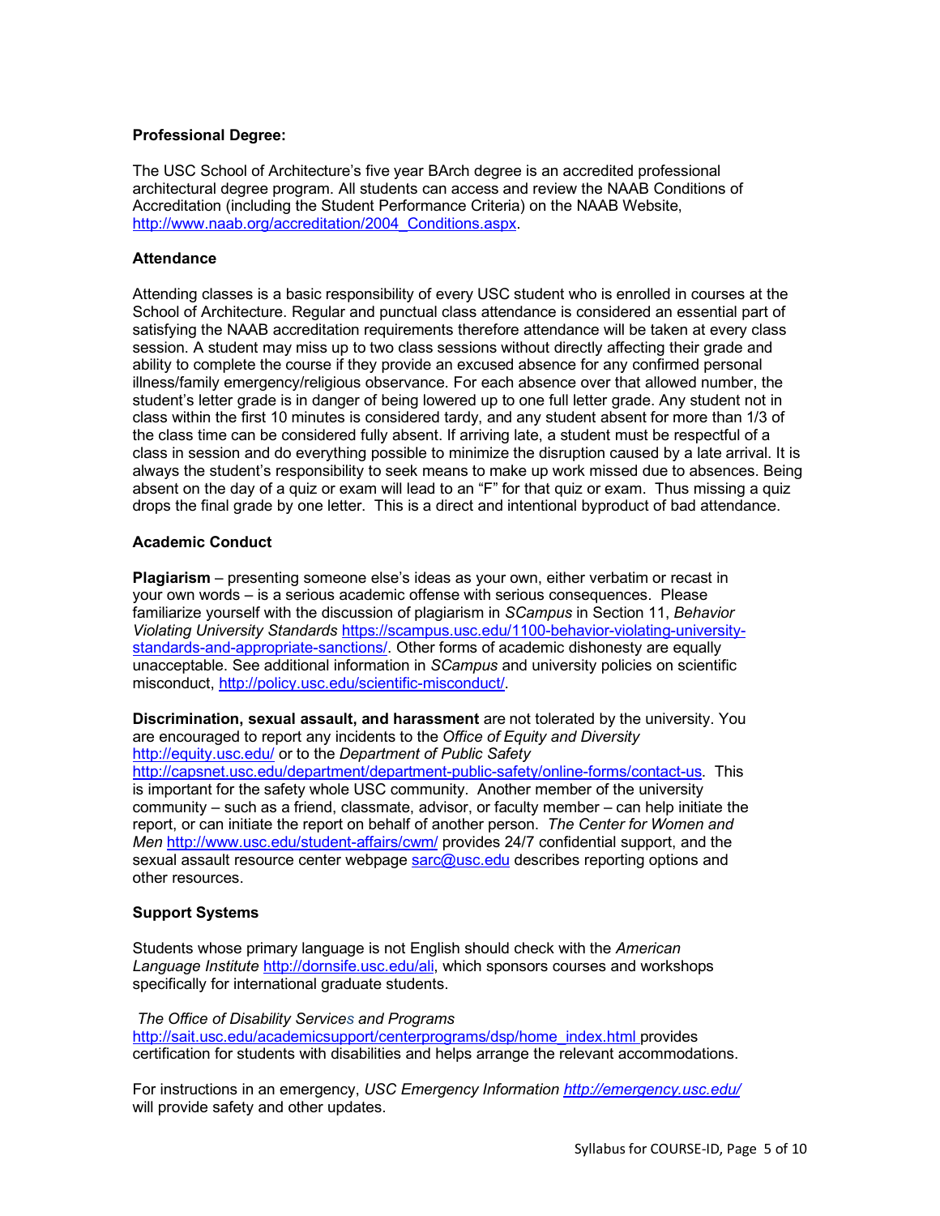**Professional Degree:**

The USC School of Architecture's five year BArch degree is an accredited professional architectural degree program. All students can access and review the NAAB Conditions of Accreditation (including the Student Performance Criteria) on the NAAB Website, http://www.naab.org/accreditation/2004_Conditions.aspx.

**Attendance**

Attending classes is a basic responsibility of every USC student who is enrolled in courses at the School of Architecture. Regular and punctual class attendance is considered an essential part of satisfying the NAAB accreditation requirements therefore attendance will be taken at every class session. A student may miss up to two class sessions without directly affecting their grade and ability to complete the course if they provide an excused absence for any confirmed personal illness/family emergency/religious observance. For each absence over that allowed number, the student's letter grade is in danger of being lowered up to one full letter grade. Any student not in class within the first 10 minutes is considered tardy, and any student absent for more than 1/3 of the class time can be considered fully absent. If arriving late, a student must be respectful of a class in session and do everything possible to minimize the disruption caused by a late arrival. It is always the student's responsibility to seek means to make up work missed due to absences. Being absent on the day of a quiz or exam will lead to an "F" for that quiz or exam. Thus missing a quiz drops the final grade by one letter. This is a direct and intentional byproduct of bad attendance.

**Academic Conduct**

**Plagiarism** – presenting someone else's ideas as your own, either verbatim or recast in your own words – is a serious academic offense with serious consequences. Please familiarize yourself with the discussion of plagiarism in *SCampus* in Section 11, *Behavior Violating University Standards* https://scampus.usc.edu/1100-behavior-violating-university-standards-and-appropriate-sanctions/. Other forms of academic dishonesty are equally unacceptable. See additional information in *SCampus* and university policies on scientific misconduct, http://policy.usc.edu/scientific-misconduct/.

**Discrimination, sexual assault, and harassment** are not tolerated by the university. You are encouraged to report any incidents to the *Office of Equity and Diversity* http://equity.usc.edu/ or to the *Department of Public Safety* http://capsnet.usc.edu/department/department-public-safety/online-forms/contact-us. This is important for the safety whole USC community. Another member of the university community – such as a friend, classmate, advisor, or faculty member – can help initiate the report, or can initiate the report on behalf of another person. *The Center for Women and Men* http://www.usc.edu/student-affairs/cwm/ provides 24/7 confidential support, and the sexual assault resource center webpage sarc@usc.edu describes reporting options and other resources.

**Support Systems**

Students whose primary language is not English should check with the *American Language Institute* http://dornsife.usc.edu/ali, which sponsors courses and workshops specifically for international graduate students.

*The Office of Disability Services and Programs* http://sait.usc.edu/academicsupport/centerprograms/dsp/home_index.html provides certification for students with disabilities and helps arrange the relevant accommodations.

For instructions in an emergency, *USC Emergency Information* *http://emergency.usc.edu/* will provide safety and other updates.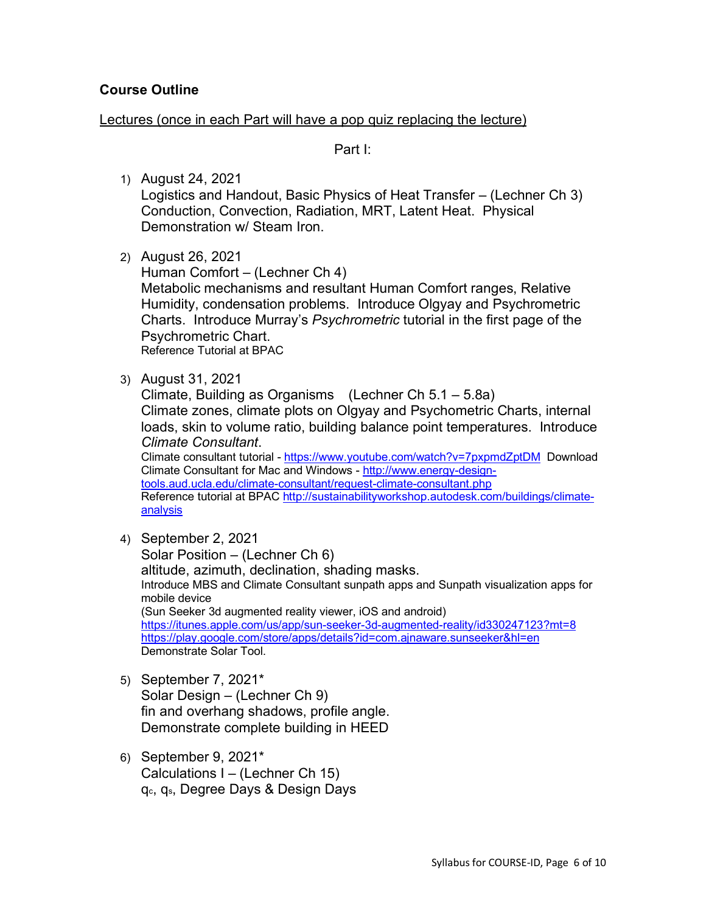**Course Outline**

Lectures (once in each Part will have a pop quiz replacing the lecture)

Part I:

1) August 24, 2021
   Logistics and Handout, Basic Physics of Heat Transfer – (Lechner Ch 3)
   Conduction, Convection, Radiation, MRT, Latent Heat. Physical Demonstration w/ Steam Iron.

2) August 26, 2021
   Human Comfort – (Lechner Ch 4)
   Metabolic mechanisms and resultant Human Comfort ranges, Relative Humidity, condensation problems. Introduce Olgyay and Psychrometric Charts. Introduce Murray's *Psychrometric* tutorial in the first page of the Psychrometric Chart.
   Reference Tutorial at BPAC

3) August 31, 2021
   Climate, Building as Organisms (Lechner Ch 5.1 – 5.8a)
   Climate zones, climate plots on Olgyay and Psychometric Charts, internal loads, skin to volume ratio, building balance point temperatures. Introduce *Climate Consultant*.
   Climate consultant tutorial - https://www.youtube.com/watch?v=7pxpmdZptDM Download Climate Consultant for Mac and Windows - http://www.energy-design-tools.aud.ucla.edu/climate-consultant/request-climate-consultant.php
   Reference tutorial at BPAC http://sustainabilityworkshop.autodesk.com/buildings/climate-analysis

4) September 2, 2021
   Solar Position – (Lechner Ch 6)
   altitude, azimuth, declination, shading masks.
   Introduce MBS and Climate Consultant sunpath apps and Sunpath visualization apps for mobile device
   (Sun Seeker 3d augmented reality viewer, iOS and android)
   https://itunes.apple.com/us/app/sun-seeker-3d-augmented-reality/id330247123?mt=8
   https://play.google.com/store/apps/details?id=com.ajnaware.sunseeker&hl=en
   Demonstrate Solar Tool.

5) September 7, 2021*
   Solar Design – (Lechner Ch 9)
   fin and overhang shadows, profile angle.
   Demonstrate complete building in HEED

6) September 9, 2021*
   Calculations I – (Lechner Ch 15)
   $q_c$, $q_s$, Degree Days & Design Days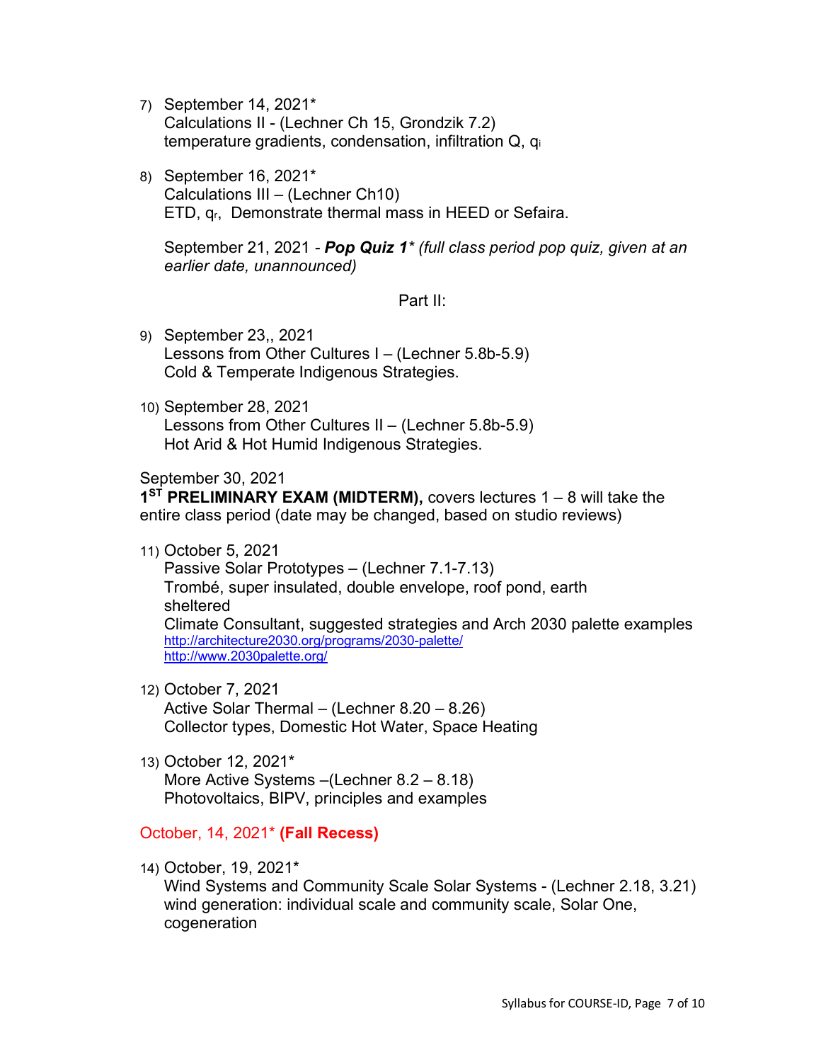7) September 14, 2021*
   Calculations II - (Lechner Ch 15, Grondzik 7.2)
   temperature gradients, condensation, infiltration Q, $q_i$

8) September 16, 2021*
   Calculations III – (Lechner Ch10)
   ETD, $q_r$, Demonstrate thermal mass in HEED or Sefaira.

   September 21, 2021 - ***Pop Quiz 1**** *(full class period pop quiz, given at an earlier date, unannounced)*

Part II:

9) September 23,, 2021
   Lessons from Other Cultures I – (Lechner 5.8b-5.9)
   Cold & Temperate Indigenous Strategies.

10) September 28, 2021
    Lessons from Other Cultures II – (Lechner 5.8b-5.9)
    Hot Arid & Hot Humid Indigenous Strategies.

September 30, 2021
**1ST PRELIMINARY EXAM (MIDTERM),** covers lectures 1 – 8 will take the entire class period (date may be changed, based on studio reviews)

11) October 5, 2021
    Passive Solar Prototypes – (Lechner 7.1-7.13)
    Trombé, super insulated, double envelope, roof pond, earth sheltered
    Climate Consultant, suggested strategies and Arch 2030 palette examples
    http://architecture2030.org/programs/2030-palette/
    http://www.2030palette.org/

12) October 7, 2021
    Active Solar Thermal – (Lechner 8.20 – 8.26)
    Collector types, Domestic Hot Water, Space Heating

13) October 12, 2021*
    More Active Systems –(Lechner 8.2 – 8.18)
    Photovoltaics, BIPV, principles and examples

October, 14, 2021* **(Fall Recess)**

14) October, 19, 2021*
    Wind Systems and Community Scale Solar Systems - (Lechner 2.18, 3.21)
    wind generation: individual scale and community scale, Solar One, cogeneration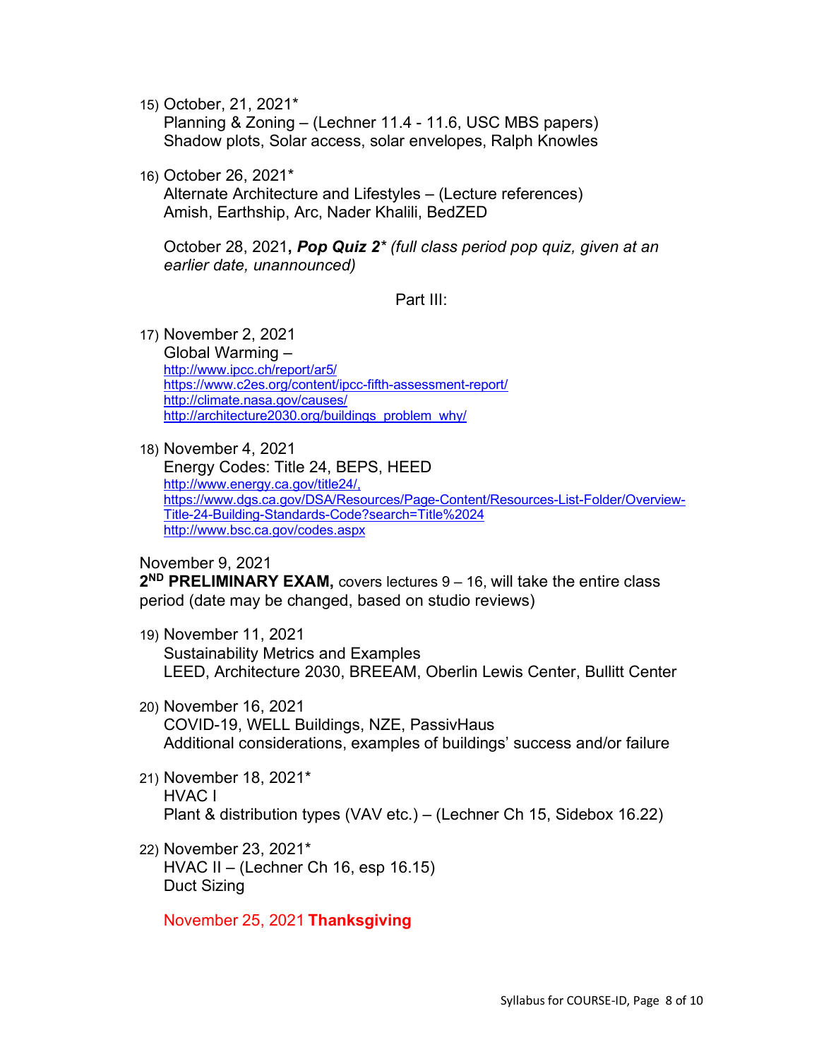15) October, 21, 2021*
    Planning & Zoning – (Lechner 11.4 - 11.6, USC MBS papers)
    Shadow plots, Solar access, solar envelopes, Ralph Knowles

16) October 26, 2021*
    Alternate Architecture and Lifestyles – (Lecture references)
    Amish, Earthship, Arc, Nader Khalili, BedZED

    October 28, 2021, ***Pop Quiz 2**** *(full class period pop quiz, given at an earlier date, unannounced)*

Part III:

17) November 2, 2021
    Global Warming –
    http://www.ipcc.ch/report/ar5/
    https://www.c2es.org/content/ipcc-fifth-assessment-report/
    http://climate.nasa.gov/causes/
    http://architecture2030.org/buildings_problem_why/

18) November 4, 2021
    Energy Codes: Title 24, BEPS, HEED
    http://www.energy.ca.gov/title24/,
    https://www.dgs.ca.gov/DSA/Resources/Page-Content/Resources-List-Folder/Overview-Title-24-Building-Standards-Code?search=Title%2024
    http://www.bsc.ca.gov/codes.aspx

November 9, 2021
**2ND PRELIMINARY EXAM,** covers lectures 9 – 16, will take the entire class period (date may be changed, based on studio reviews)

19) November 11, 2021
    Sustainability Metrics and Examples
    LEED, Architecture 2030, BREEAM, Oberlin Lewis Center, Bullitt Center

20) November 16, 2021
    COVID-19, WELL Buildings, NZE, PassivHaus
    Additional considerations, examples of buildings' success and/or failure

21) November 18, 2021*
    HVAC I
    Plant & distribution types (VAV etc.) – (Lechner Ch 15, Sidebox 16.22)

22) November 23, 2021*
    HVAC II – (Lechner Ch 16, esp 16.15)
    Duct Sizing

    November 25, 2021 **Thanksgiving**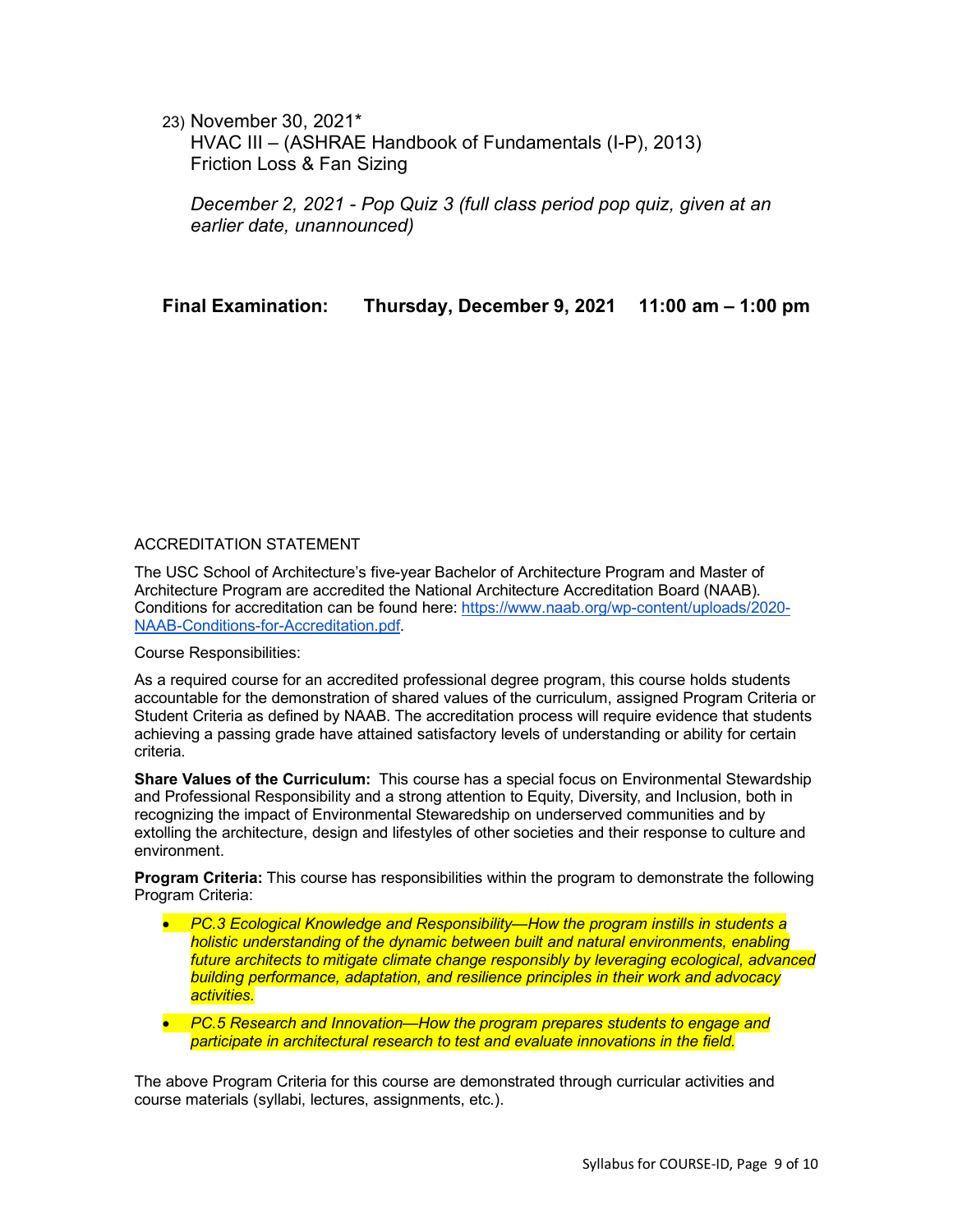23) November 30, 2021*
HVAC III – (ASHRAE Handbook of Fundamentals (I-P), 2013)
Friction Loss & Fan Sizing

*December 2, 2021 - Pop Quiz 3 (full class period pop quiz, given at an earlier date, unannounced)*

**Final Examination: Thursday, December 9, 2021 11:00 am – 1:00 pm**

ACCREDITATION STATEMENT

The USC School of Architecture's five-year Bachelor of Architecture Program and Master of Architecture Program are accredited the National Architecture Accreditation Board (NAAB). Conditions for accreditation can be found here: [https://www.naab.org/wp-content/uploads/2020-NAAB-Conditions-for-Accreditation.pdf](https://www.naab.org/wp-content/uploads/2020-NAAB-Conditions-for-Accreditation.pdf).

Course Responsibilities:

As a required course for an accredited professional degree program, this course holds students accountable for the demonstration of shared values of the curriculum, assigned Program Criteria or Student Criteria as defined by NAAB. The accreditation process will require evidence that students achieving a passing grade have attained satisfactory levels of understanding or ability for certain criteria.

**Share Values of the Curriculum:** This course has a special focus on Environmental Stewardship and Professional Responsibility and a strong attention to Equity, Diversity, and Inclusion, both in recognizing the impact of Environmental Steweardship on underserved communities and by extolling the architecture, design and lifestyles of other societies and their response to culture and environment.

**Program Criteria:** This course has responsibilities within the program to demonstrate the following Program Criteria:

- *PC.3 Ecological Knowledge and Responsibility—How the program instills in students a holistic understanding of the dynamic between built and natural environments, enabling future architects to mitigate climate change responsibly by leveraging ecological, advanced building performance, adaptation, and resilience principles in their work and advocacy activities.*
- *PC.5 Research and Innovation—How the program prepares students to engage and participate in architectural research to test and evaluate innovations in the field.*

The above Program Criteria for this course are demonstrated through curricular activities and course materials (syllabi, lectures, assignments, etc.).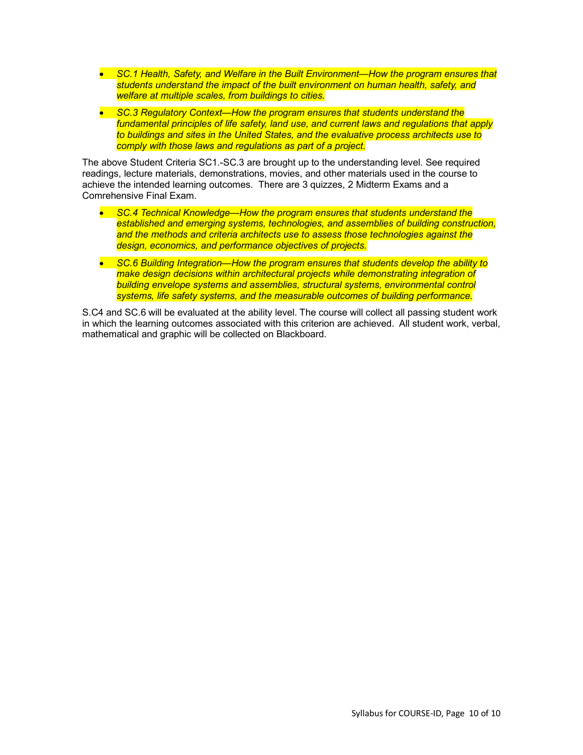- *SC.1 Health, Safety, and Welfare in the Built Environment—How the program ensures that students understand the impact of the built environment on human health, safety, and welfare at multiple scales, from buildings to cities.*
- *SC.3 Regulatory Context—How the program ensures that students understand the fundamental principles of life safety, land use, and current laws and regulations that apply to buildings and sites in the United States, and the evaluative process architects use to comply with those laws and regulations as part of a project.*

The above Student Criteria SC1.-SC.3 are brought up to the understanding level. See required readings, lecture materials, demonstrations, movies, and other materials used in the course to achieve the intended learning outcomes. There are 3 quizzes, 2 Midterm Exams and a Comrehensive Final Exam.

- *SC.4 Technical Knowledge—How the program ensures that students understand the established and emerging systems, technologies, and assemblies of building construction, and the methods and criteria architects use to assess those technologies against the design, economics, and performance objectives of projects.*
- *SC.6 Building Integration—How the program ensures that students develop the ability to make design decisions within architectural projects while demonstrating integration of building envelope systems and assemblies, structural systems, environmental control systems, life safety systems, and the measurable outcomes of building performance.*

S.C4 and SC.6 will be evaluated at the ability level. The course will collect all passing student work in which the learning outcomes associated with this criterion are achieved. All student work, verbal, mathematical and graphic will be collected on Blackboard.